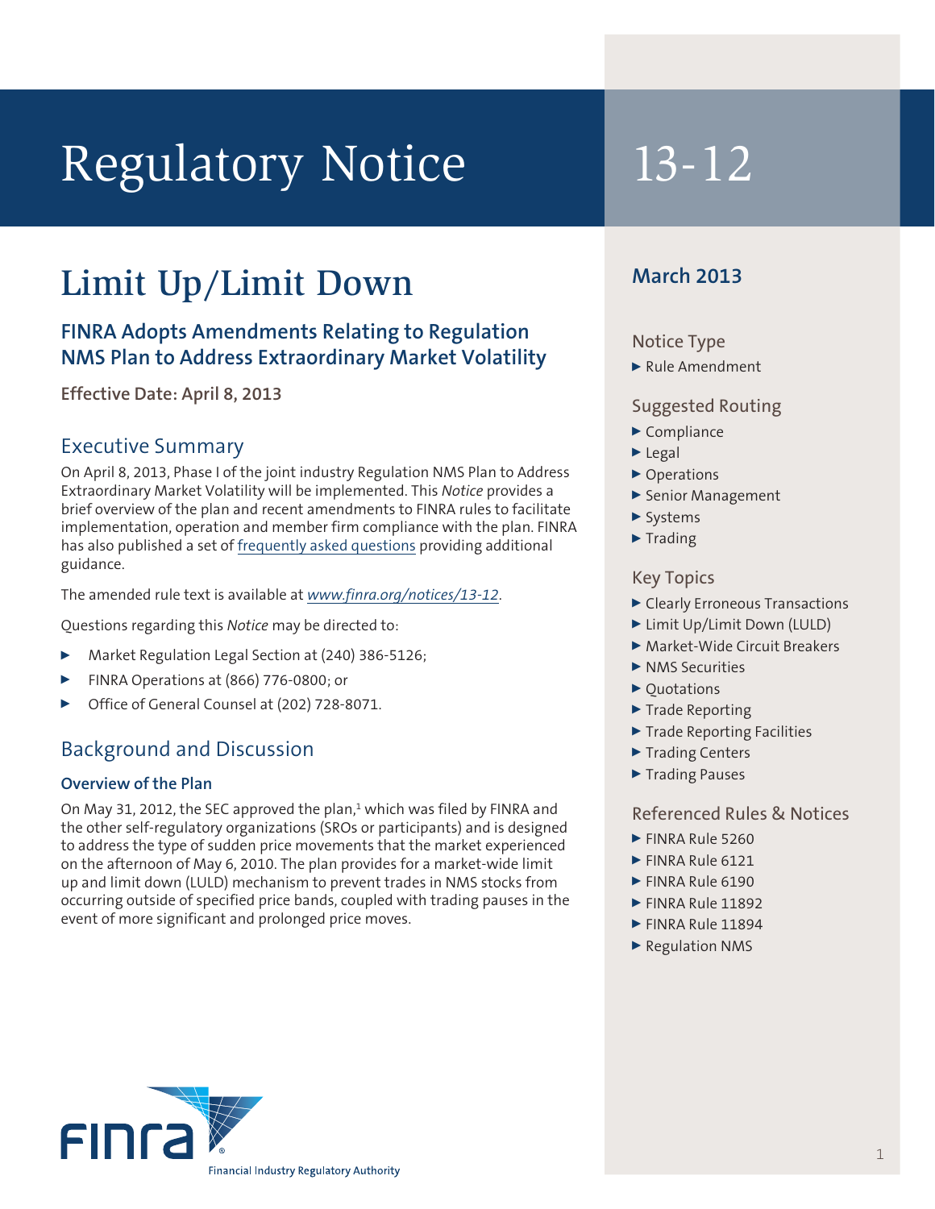# Regulatory Notice 13-12

## Limit Up/Limit Down

### FINRA Adopts Amendments Relating to Regulation NMS Plan to Address Extraordinary Market Volatility

**Effective Date: April 8, 2013**

## Executive Summary

On April 8, 2013, Phase I of the joint industry Regulation NMS Plan to Address Extraordinary Market Volatility will be implemented. This *Notice* provides a brief overview of the plan and recent amendments to FINRA rules to facilitate implementation, operation and member firm compliance with the plan. FINRA has also published a set of frequently asked questions providing additional guidance.

The amended rule text is available at *www.finra.org/notices/13-12*.

Questions regarding this *Notice* may be directed to:

- Market Regulation Legal Section at (240) 386-5126;
- FINRA Operations at (866) 776-0800; or
- Office of General Counsel at (202) 728-8071.

## Background and Discussion

### Overview of the Plan

On May 31, 2012, the SEC approved the plan,[1] which was filed by FINRA and the other self-regulatory organizations (SROs or participants) and is designed to address the type of sudden price movements that the market experienced on the afternoon of May 6, 2010. The plan provides for a market-wide limit up and limit down (LULD) mechanism to prevent trades in NMS stocks from occurring outside of specified price bands, coupled with trading pauses in the event of more significant and prolonged price moves.

**March 2013**

**Notice Type**

- Rule Amendment

**Suggested Routing**

- Compliance
- Legal
- Operations
- Senior Management
- Systems
- Trading

**Key Topics**

- Clearly Erroneous Transactions
- Limit Up/Limit Down (LULD)
- Market-Wide Circuit Breakers
- NMS Securities
- Quotations
- Trade Reporting
- Trade Reporting Facilities
- Trading Centers
- Trading Pauses

**Referenced Rules & Notices**

- FINRA Rule 5260
- FINRA Rule 6121
- FINRA Rule 6190
- FINRA Rule 11892
- FINRA Rule 11894
- Regulation NMS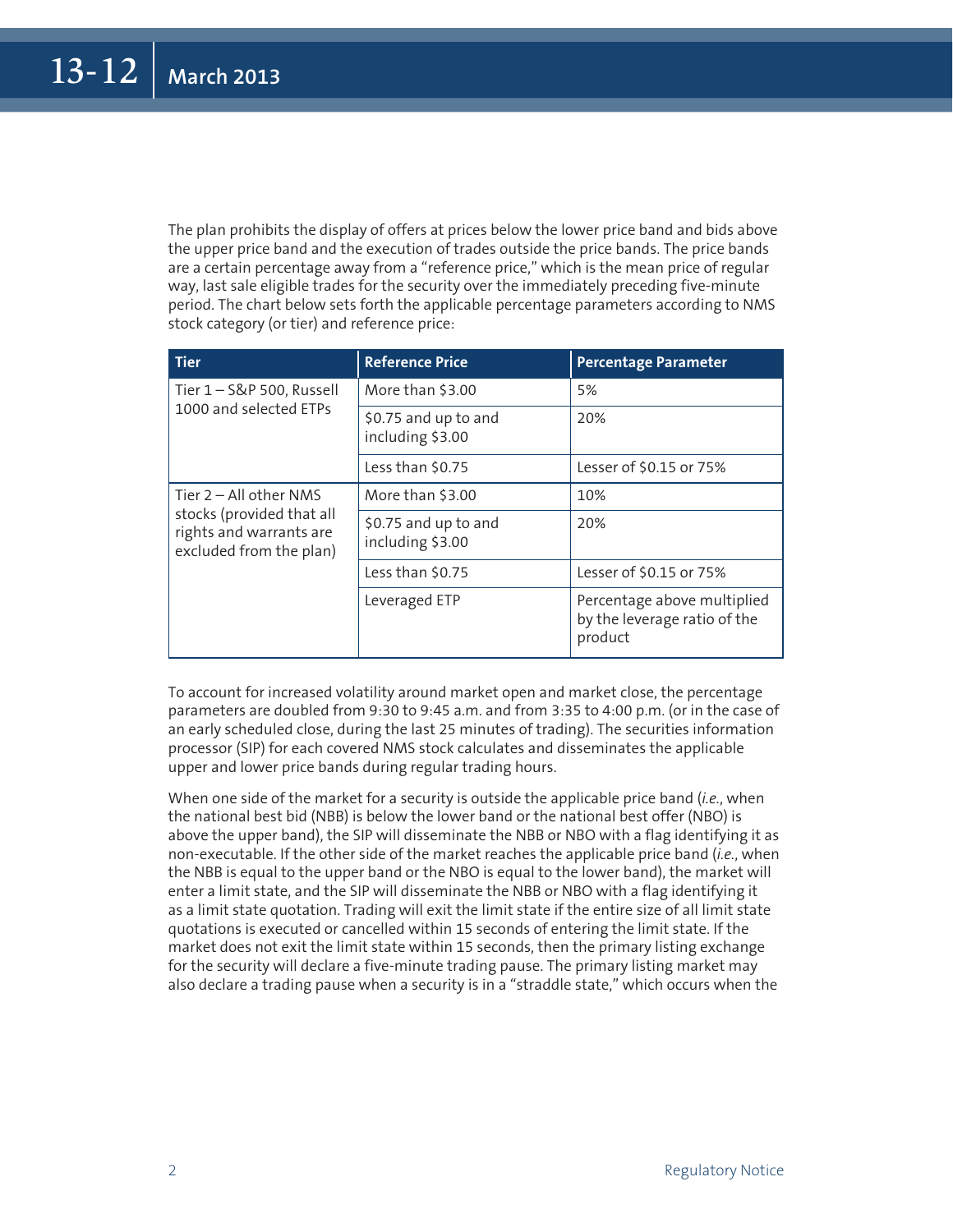The plan prohibits the display of offers at prices below the lower price band and bids above the upper price band and the execution of trades outside the price bands. The price bands are a certain percentage away from a "reference price," which is the mean price of regular way, last sale eligible trades for the security over the immediately preceding five-minute period. The chart below sets forth the applicable percentage parameters according to NMS stock category (or tier) and reference price:

| Tier | Reference Price | Percentage Parameter |
|---|---|---|
| Tier 1 – S&P 500, Russell 1000 and selected ETPs | More than $3.00 | 5% |
| | $0.75 and up to and including $3.00 | 20% |
| | Less than $0.75 | Lesser of $0.15 or 75% |
| Tier 2 – All other NMS stocks (provided that all rights and warrants are excluded from the plan) | More than $3.00 | 10% |
| | $0.75 and up to and including $3.00 | 20% |
| | Less than $0.75 | Lesser of $0.15 or 75% |
| | Leveraged ETP | Percentage above multiplied by the leverage ratio of the product |

To account for increased volatility around market open and market close, the percentage parameters are doubled from 9:30 to 9:45 a.m. and from 3:35 to 4:00 p.m. (or in the case of an early scheduled close, during the last 25 minutes of trading). The securities information processor (SIP) for each covered NMS stock calculates and disseminates the applicable upper and lower price bands during regular trading hours.

When one side of the market for a security is outside the applicable price band (*i.e.*, when the national best bid (NBB) is below the lower band or the national best offer (NBO) is above the upper band), the SIP will disseminate the NBB or NBO with a flag identifying it as non-executable. If the other side of the market reaches the applicable price band (*i.e.*, when the NBB is equal to the upper band or the NBO is equal to the lower band), the market will enter a limit state, and the SIP will disseminate the NBB or NBO with a flag identifying it as a limit state quotation. Trading will exit the limit state if the entire size of all limit state quotations is executed or cancelled within 15 seconds of entering the limit state. If the market does not exit the limit state within 15 seconds, then the primary listing exchange for the security will declare a five-minute trading pause. The primary listing market may also declare a trading pause when a security is in a "straddle state," which occurs when the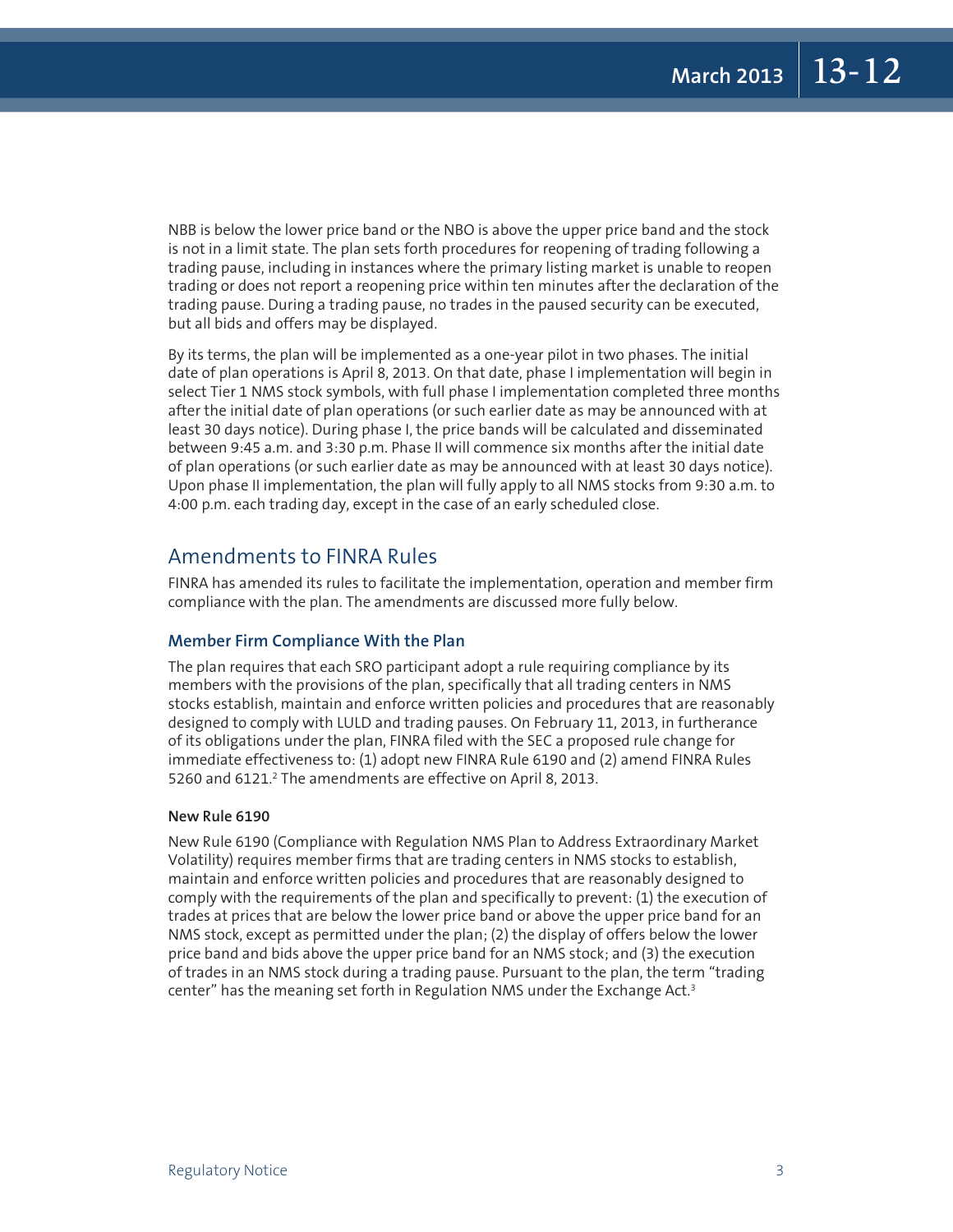NBB is below the lower price band or the NBO is above the upper price band and the stock is not in a limit state. The plan sets forth procedures for reopening of trading following a trading pause, including in instances where the primary listing market is unable to reopen trading or does not report a reopening price within ten minutes after the declaration of the trading pause. During a trading pause, no trades in the paused security can be executed, but all bids and offers may be displayed.

By its terms, the plan will be implemented as a one-year pilot in two phases. The initial date of plan operations is April 8, 2013. On that date, phase I implementation will begin in select Tier 1 NMS stock symbols, with full phase I implementation completed three months after the initial date of plan operations (or such earlier date as may be announced with at least 30 days notice). During phase I, the price bands will be calculated and disseminated between 9:45 a.m. and 3:30 p.m. Phase II will commence six months after the initial date of plan operations (or such earlier date as may be announced with at least 30 days notice). Upon phase II implementation, the plan will fully apply to all NMS stocks from 9:30 a.m. to 4:00 p.m. each trading day, except in the case of an early scheduled close.

## Amendments to FINRA Rules

FINRA has amended its rules to facilitate the implementation, operation and member firm compliance with the plan. The amendments are discussed more fully below.

### Member Firm Compliance With the Plan

The plan requires that each SRO participant adopt a rule requiring compliance by its members with the provisions of the plan, specifically that all trading centers in NMS stocks establish, maintain and enforce written policies and procedures that are reasonably designed to comply with LULD and trading pauses. On February 11, 2013, in furtherance of its obligations under the plan, FINRA filed with the SEC a proposed rule change for immediate effectiveness to: (1) adopt new FINRA Rule 6190 and (2) amend FINRA Rules 5260 and 6121.[2] The amendments are effective on April 8, 2013.

#### New Rule 6190

New Rule 6190 (Compliance with Regulation NMS Plan to Address Extraordinary Market Volatility) requires member firms that are trading centers in NMS stocks to establish, maintain and enforce written policies and procedures that are reasonably designed to comply with the requirements of the plan and specifically to prevent: (1) the execution of trades at prices that are below the lower price band or above the upper price band for an NMS stock, except as permitted under the plan; (2) the display of offers below the lower price band and bids above the upper price band for an NMS stock; and (3) the execution of trades in an NMS stock during a trading pause. Pursuant to the plan, the term "trading center" has the meaning set forth in Regulation NMS under the Exchange Act.[3]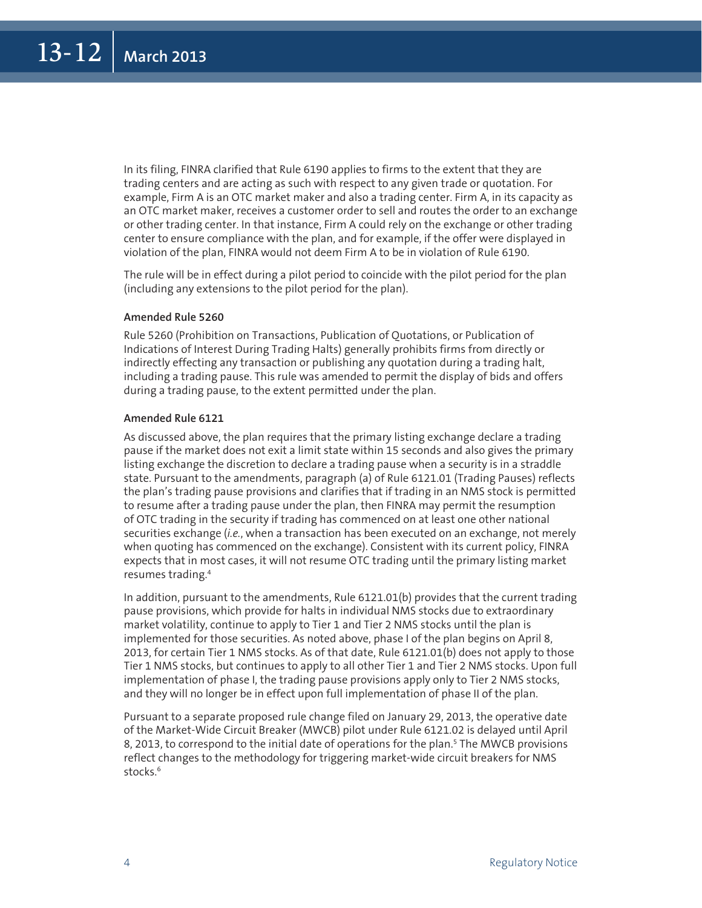In its filing, FINRA clarified that Rule 6190 applies to firms to the extent that they are trading centers and are acting as such with respect to any given trade or quotation. For example, Firm A is an OTC market maker and also a trading center. Firm A, in its capacity as an OTC market maker, receives a customer order to sell and routes the order to an exchange or other trading center. In that instance, Firm A could rely on the exchange or other trading center to ensure compliance with the plan, and for example, if the offer were displayed in violation of the plan, FINRA would not deem Firm A to be in violation of Rule 6190.

The rule will be in effect during a pilot period to coincide with the pilot period for the plan (including any extensions to the pilot period for the plan).

#### Amended Rule 5260

Rule 5260 (Prohibition on Transactions, Publication of Quotations, or Publication of Indications of Interest During Trading Halts) generally prohibits firms from directly or indirectly effecting any transaction or publishing any quotation during a trading halt, including a trading pause. This rule was amended to permit the display of bids and offers during a trading pause, to the extent permitted under the plan.

#### Amended Rule 6121

As discussed above, the plan requires that the primary listing exchange declare a trading pause if the market does not exit a limit state within 15 seconds and also gives the primary listing exchange the discretion to declare a trading pause when a security is in a straddle state. Pursuant to the amendments, paragraph (a) of Rule 6121.01 (Trading Pauses) reflects the plan's trading pause provisions and clarifies that if trading in an NMS stock is permitted to resume after a trading pause under the plan, then FINRA may permit the resumption of OTC trading in the security if trading has commenced on at least one other national securities exchange (*i.e.*, when a transaction has been executed on an exchange, not merely when quoting has commenced on the exchange). Consistent with its current policy, FINRA expects that in most cases, it will not resume OTC trading until the primary listing market resumes trading.[4]

In addition, pursuant to the amendments, Rule 6121.01(b) provides that the current trading pause provisions, which provide for halts in individual NMS stocks due to extraordinary market volatility, continue to apply to Tier 1 and Tier 2 NMS stocks until the plan is implemented for those securities. As noted above, phase I of the plan begins on April 8, 2013, for certain Tier 1 NMS stocks. As of that date, Rule 6121.01(b) does not apply to those Tier 1 NMS stocks, but continues to apply to all other Tier 1 and Tier 2 NMS stocks. Upon full implementation of phase I, the trading pause provisions apply only to Tier 2 NMS stocks, and they will no longer be in effect upon full implementation of phase II of the plan.

Pursuant to a separate proposed rule change filed on January 29, 2013, the operative date of the Market-Wide Circuit Breaker (MWCB) pilot under Rule 6121.02 is delayed until April 8, 2013, to correspond to the initial date of operations for the plan.[5] The MWCB provisions reflect changes to the methodology for triggering market-wide circuit breakers for NMS stocks.[6]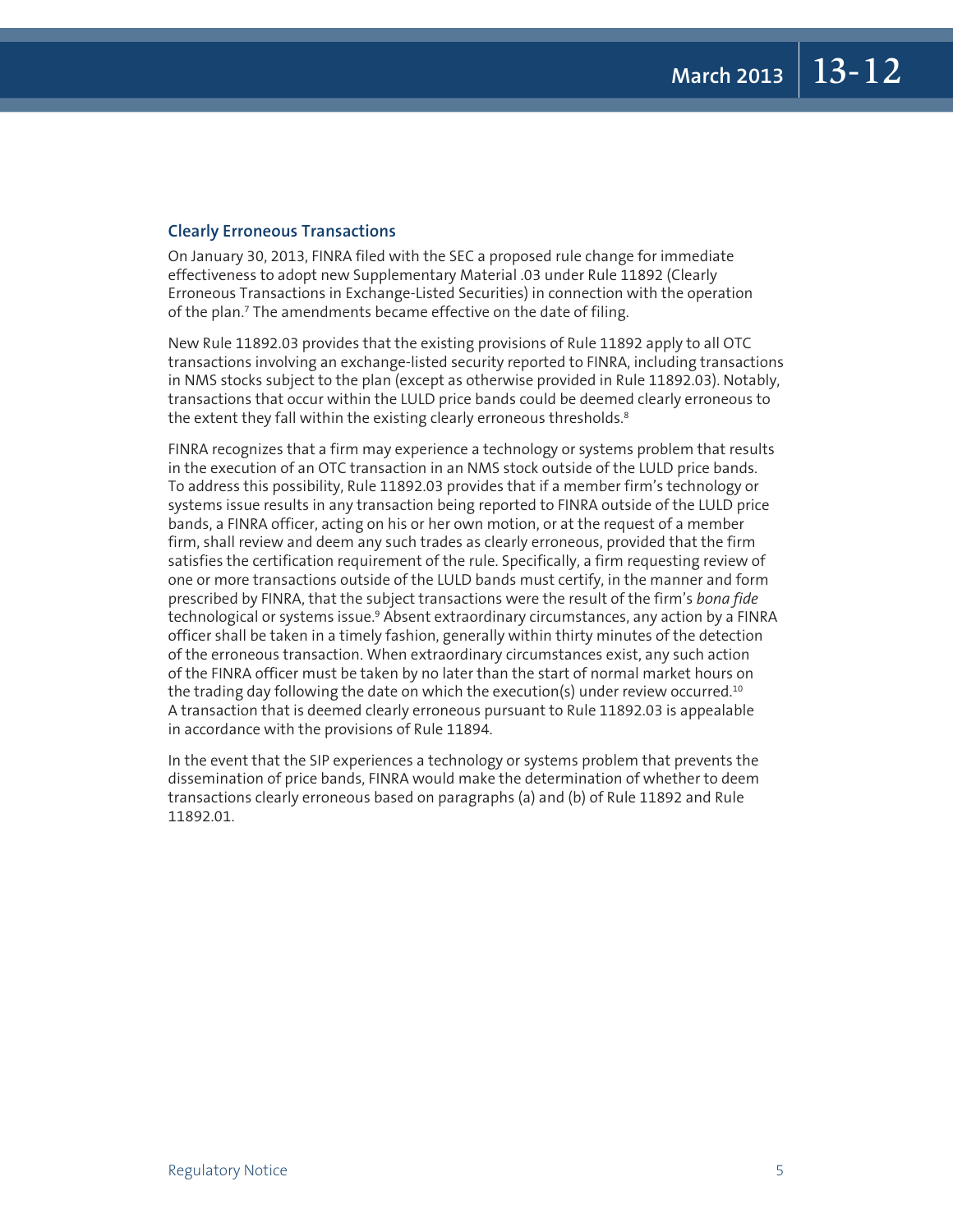## Clearly Erroneous Transactions

On January 30, 2013, FINRA filed with the SEC a proposed rule change for immediate effectiveness to adopt new Supplementary Material .03 under Rule 11892 (Clearly Erroneous Transactions in Exchange-Listed Securities) in connection with the operation of the plan.[7] The amendments became effective on the date of filing.

New Rule 11892.03 provides that the existing provisions of Rule 11892 apply to all OTC transactions involving an exchange-listed security reported to FINRA, including transactions in NMS stocks subject to the plan (except as otherwise provided in Rule 11892.03). Notably, transactions that occur within the LULD price bands could be deemed clearly erroneous to the extent they fall within the existing clearly erroneous thresholds.[8]

FINRA recognizes that a firm may experience a technology or systems problem that results in the execution of an OTC transaction in an NMS stock outside of the LULD price bands. To address this possibility, Rule 11892.03 provides that if a member firm's technology or systems issue results in any transaction being reported to FINRA outside of the LULD price bands, a FINRA officer, acting on his or her own motion, or at the request of a member firm, shall review and deem any such trades as clearly erroneous, provided that the firm satisfies the certification requirement of the rule. Specifically, a firm requesting review of one or more transactions outside of the LULD bands must certify, in the manner and form prescribed by FINRA, that the subject transactions were the result of the firm's *bona fide* technological or systems issue.[9] Absent extraordinary circumstances, any action by a FINRA officer shall be taken in a timely fashion, generally within thirty minutes of the detection of the erroneous transaction. When extraordinary circumstances exist, any such action of the FINRA officer must be taken by no later than the start of normal market hours on the trading day following the date on which the execution(s) under review occurred.[10] A transaction that is deemed clearly erroneous pursuant to Rule 11892.03 is appealable in accordance with the provisions of Rule 11894.

In the event that the SIP experiences a technology or systems problem that prevents the dissemination of price bands, FINRA would make the determination of whether to deem transactions clearly erroneous based on paragraphs (a) and (b) of Rule 11892 and Rule 11892.01.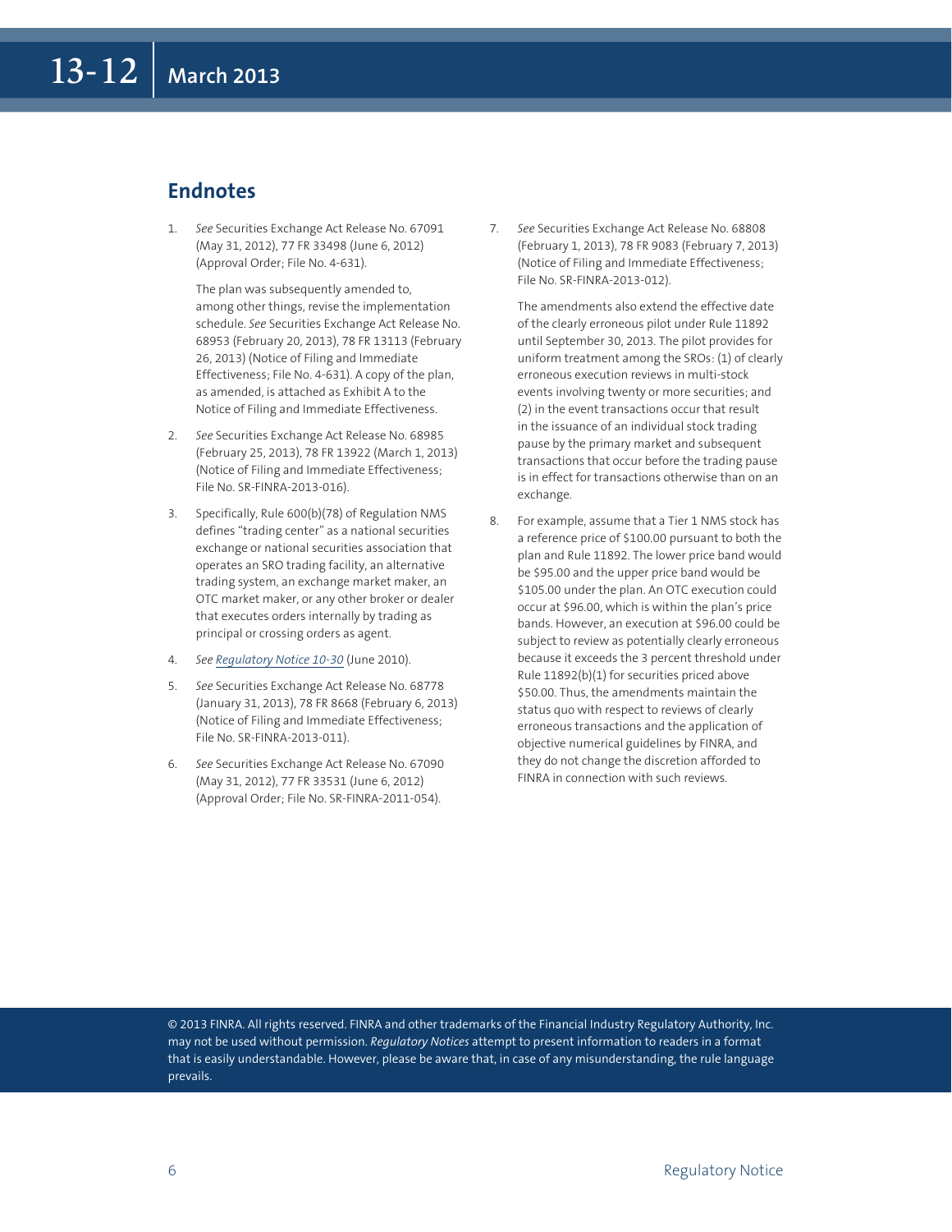## Endnotes

1. *See* Securities Exchange Act Release No. 67091 (May 31, 2012), 77 FR 33498 (June 6, 2012) (Approval Order; File No. 4-631).

   The plan was subsequently amended to, among other things, revise the implementation schedule. *See* Securities Exchange Act Release No. 68953 (February 20, 2013), 78 FR 13113 (February 26, 2013) (Notice of Filing and Immediate Effectiveness; File No. 4-631). A copy of the plan, as amended, is attached as Exhibit A to the Notice of Filing and Immediate Effectiveness.

2. *See* Securities Exchange Act Release No. 68985 (February 25, 2013), 78 FR 13922 (March 1, 2013) (Notice of Filing and Immediate Effectiveness; File No. SR-FINRA-2013-016).

3. Specifically, Rule 600(b)(78) of Regulation NMS defines "trading center" as a national securities exchange or national securities association that operates an SRO trading facility, an alternative trading system, an exchange market maker, an OTC market maker, or any other broker or dealer that executes orders internally by trading as principal or crossing orders as agent.

4. *See Regulatory Notice 10-30* (June 2010).

5. *See* Securities Exchange Act Release No. 68778 (January 31, 2013), 78 FR 8668 (February 6, 2013) (Notice of Filing and Immediate Effectiveness; File No. SR-FINRA-2013-011).

6. *See* Securities Exchange Act Release No. 67090 (May 31, 2012), 77 FR 33531 (June 6, 2012) (Approval Order; File No. SR-FINRA-2011-054).

7. *See* Securities Exchange Act Release No. 68808 (February 1, 2013), 78 FR 9083 (February 7, 2013) (Notice of Filing and Immediate Effectiveness; File No. SR-FINRA-2013-012).

   The amendments also extend the effective date of the clearly erroneous pilot under Rule 11892 until September 30, 2013. The pilot provides for uniform treatment among the SROs: (1) of clearly erroneous execution reviews in multi-stock events involving twenty or more securities; and (2) in the event transactions occur that result in the issuance of an individual stock trading pause by the primary market and subsequent transactions that occur before the trading pause is in effect for transactions otherwise than on an exchange.

8. For example, assume that a Tier 1 NMS stock has a reference price of $100.00 pursuant to both the plan and Rule 11892. The lower price band would be $95.00 and the upper price band would be $105.00 under the plan. An OTC execution could occur at $96.00, which is within the plan's price bands. However, an execution at $96.00 could be subject to review as potentially clearly erroneous because it exceeds the 3 percent threshold under Rule 11892(b)(1) for securities priced above $50.00. Thus, the amendments maintain the status quo with respect to reviews of clearly erroneous transactions and the application of objective numerical guidelines by FINRA, and they do not change the discretion afforded to FINRA in connection with such reviews.

© 2013 FINRA. All rights reserved. FINRA and other trademarks of the Financial Industry Regulatory Authority, Inc. may not be used without permission. *Regulatory Notices* attempt to present information to readers in a format that is easily understandable. However, please be aware that, in case of any misunderstanding, the rule language prevails.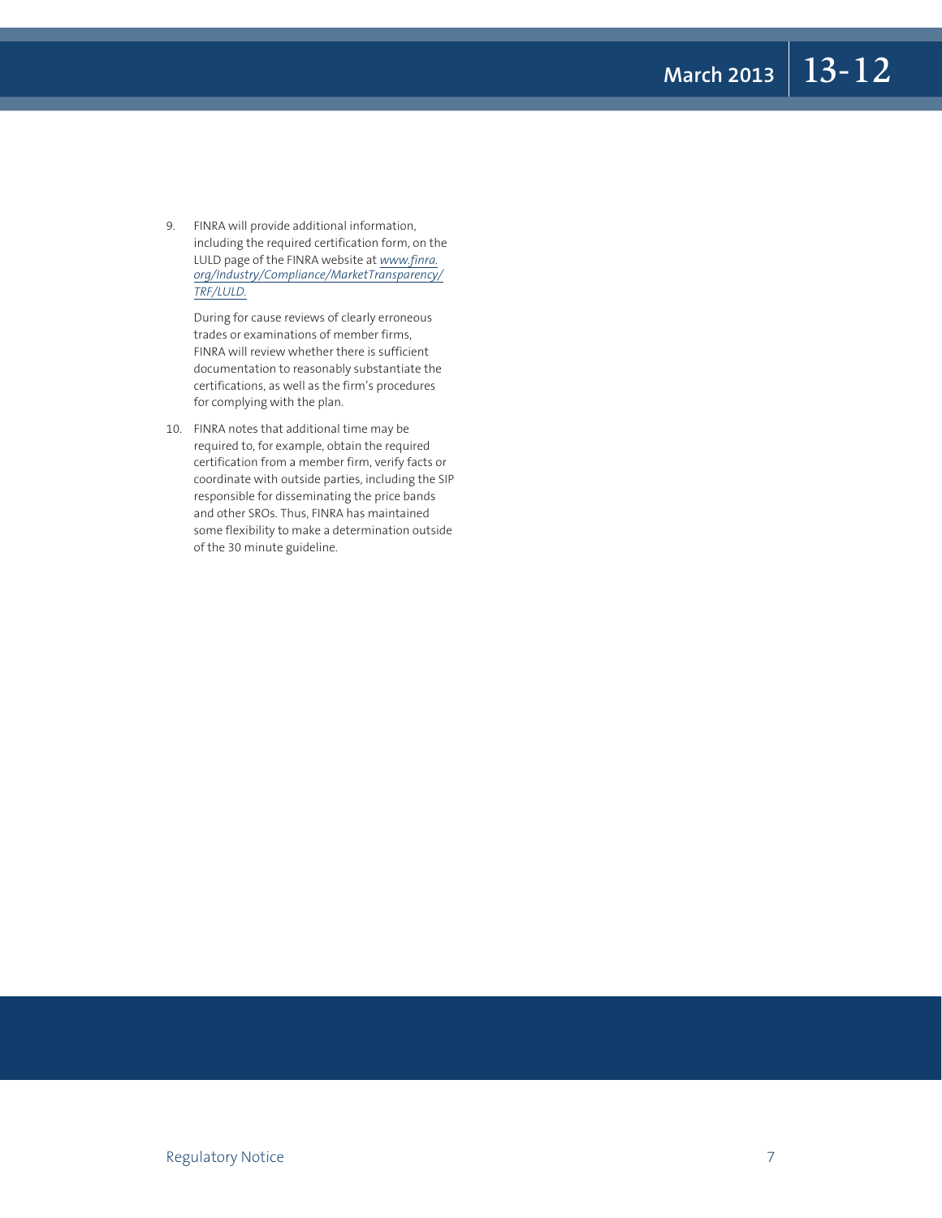9. FINRA will provide additional information, including the required certification form, on the LULD page of the FINRA website at *www.finra.org/Industry/Compliance/MarketTransparency/TRF/LULD.*

   During for cause reviews of clearly erroneous trades or examinations of member firms, FINRA will review whether there is sufficient documentation to reasonably substantiate the certifications, as well as the firm's procedures for complying with the plan.

10. FINRA notes that additional time may be required to, for example, obtain the required certification from a member firm, verify facts or coordinate with outside parties, including the SIP responsible for disseminating the price bands and other SROs. Thus, FINRA has maintained some flexibility to make a determination outside of the 30 minute guideline.